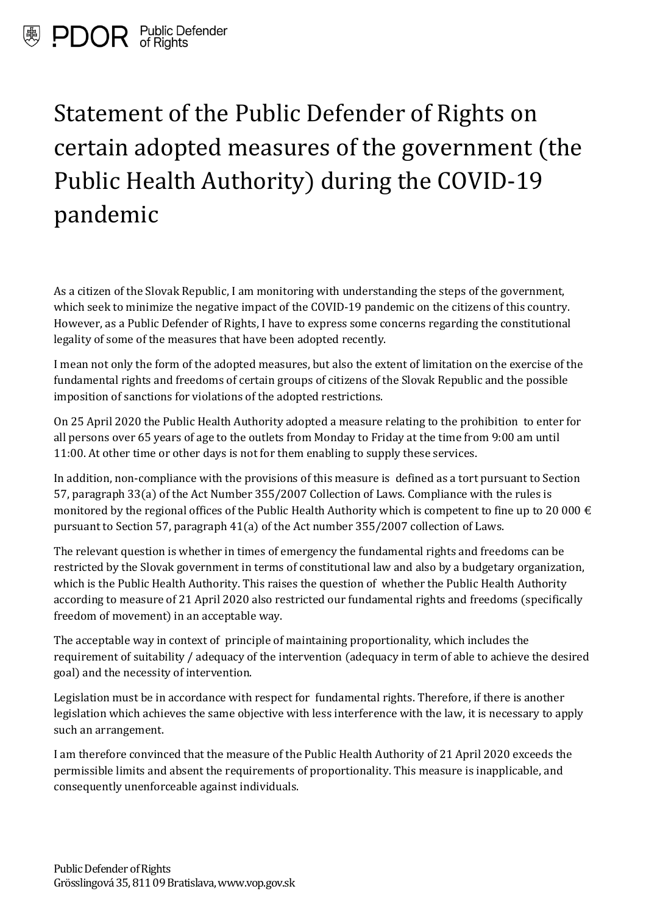PDOR Public Defender of Rights

# Statement of the Public Defender of Rights on certain adopted measures of the government (the Public Health Authority) during the COVID-19 pandemic

As a citizen of the Slovak Republic, I am monitoring with understanding the steps of the government, which seek to minimize the negative impact of the COVID-19 pandemic on the citizens of this country. However, as a Public Defender of Rights, I have to express some concerns regarding the constitutional legality of some of the measures that have been adopted recently.

I mean not only the form of the adopted measures, but also the extent of limitation on the exercise of the fundamental rights and freedoms of certain groups of citizens of the Slovak Republic and the possible imposition of sanctions for violations of the adopted restrictions.

On 25 April 2020 the Public Health Authority adopted a measure relating to the prohibition to enter for all persons over 65 years of age to the outlets from Monday to Friday at the time from 9:00 am until 11:00. At other time or other days is not for them enabling to supply these services.

In addition, non-compliance with the provisions of this measure is defined as a tort pursuant to Section 57, paragraph 33(a) of the Act Number 355/2007 Collection of Laws. Compliance with the rules is monitored by the regional offices of the Public Health Authority which is competent to fine up to 20 000 € pursuant to Section 57, paragraph 41(a) of the Act number 355/2007 collection of Laws.

The relevant question is whether in times of emergency the fundamental rights and freedoms can be restricted by the Slovak government in terms of constitutional law and also by a budgetary organization, which is the Public Health Authority. This raises the question of whether the Public Health Authority according to measure of 21 April 2020 also restricted our fundamental rights and freedoms (specifically freedom of movement) in an acceptable way.

The acceptable way in context of principle of maintaining proportionality, which includes the requirement of suitability / adequacy of the intervention (adequacy in term of able to achieve the desired goal) and the necessity of intervention.

Legislation must be in accordance with respect for fundamental rights. Therefore, if there is another legislation which achieves the same objective with less interference with the law, it is necessary to apply such an arrangement.

I am therefore convinced that the measure of the Public Health Authority of 21 April 2020 exceeds the permissible limits and absent the requirements of proportionality. This measure is inapplicable, and consequently unenforceable against individuals.

Public Defender of Rights
Grösslingová 35, 811 09 Bratislava, www.vop.gov.sk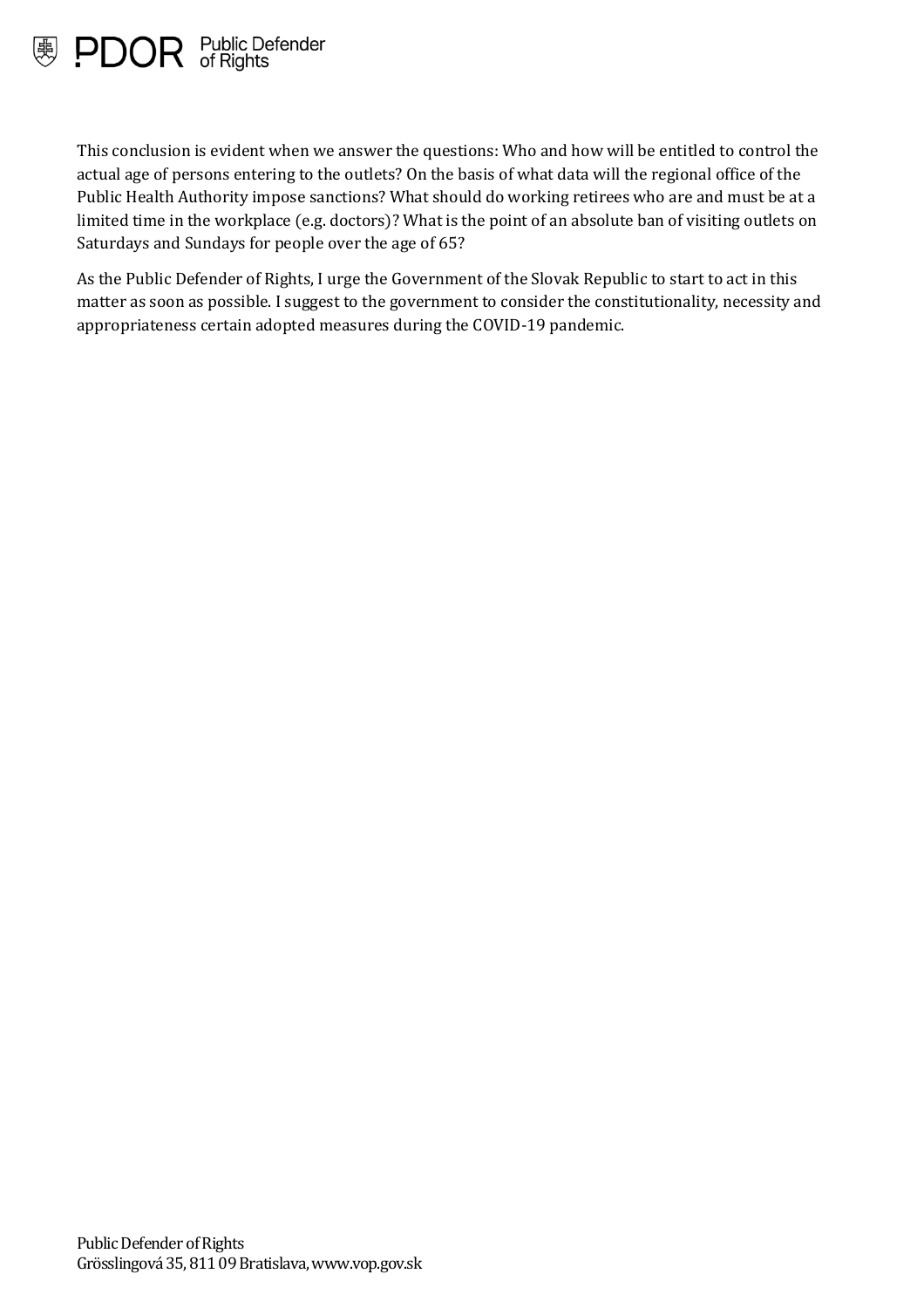This conclusion is evident when we answer the questions: Who and how will be entitled to control the actual age of persons entering to the outlets? On the basis of what data will the regional office of the Public Health Authority impose sanctions? What should do working retirees who are and must be at a limited time in the workplace (e.g. doctors)? What is the point of an absolute ban of visiting outlets on Saturdays and Sundays for people over the age of 65?

As the Public Defender of Rights, I urge the Government of the Slovak Republic to start to act in this matter as soon as possible. I suggest to the government to consider the constitutionality, necessity and appropriateness certain adopted measures during the COVID-19 pandemic.